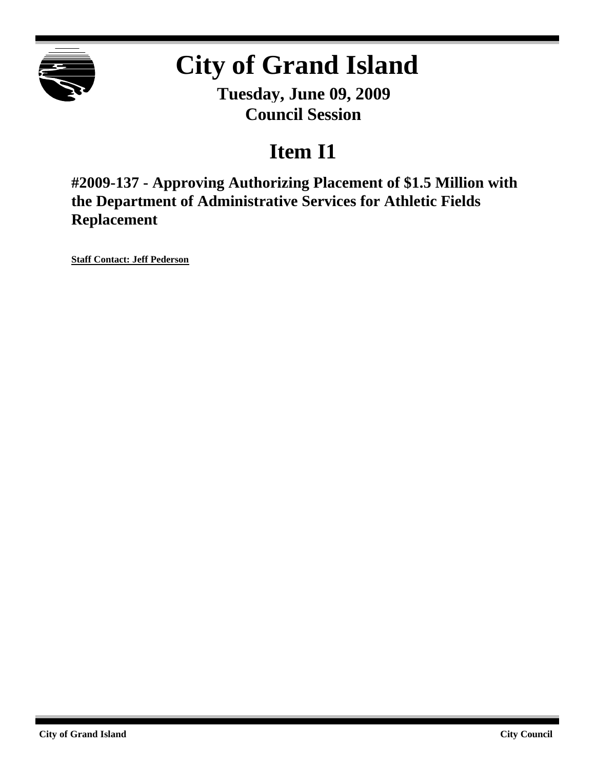# City of Grand Island

**Tuesday, June 09, 2009**
**Council Session**

## Item I1

### #2009-137 - Approving Authorizing Placement of $1.5 Million with the Department of Administrative Services for Athletic Fields Replacement

**Staff Contact: Jeff Pederson**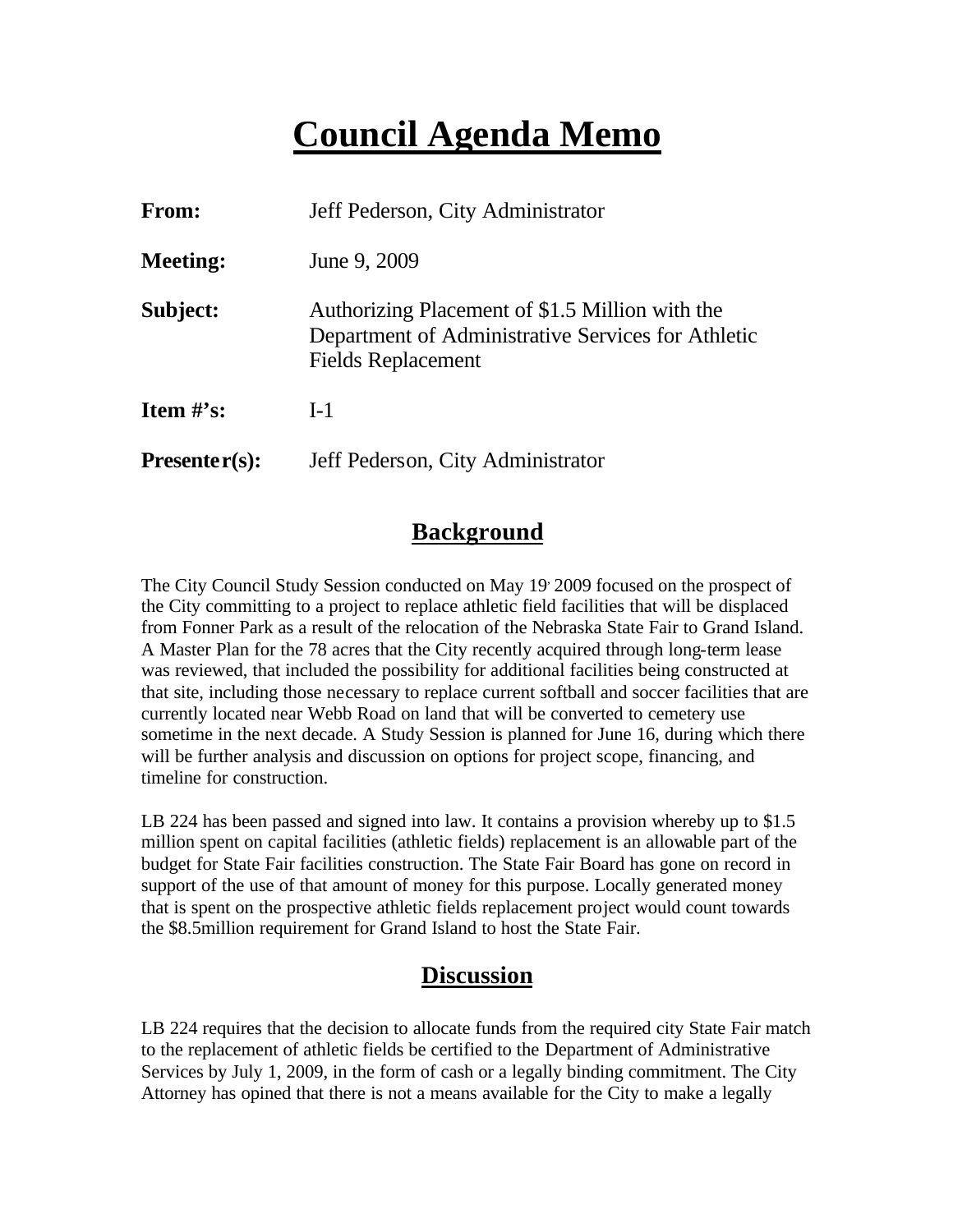# Council Agenda Memo

| | |
|---|---|
| **From:** | Jeff Pederson, City Administrator |
| **Meeting:** | June 9, 2009 |
| **Subject:** | Authorizing Placement of $1.5 Million with the Department of Administrative Services for Athletic Fields Replacement |
| **Item #'s:** | I-1 |
| **Presenter(s):** | Jeff Pederson, City Administrator |

## Background

The City Council Study Session conducted on May 19, 2009 focused on the prospect of the City committing to a project to replace athletic field facilities that will be displaced from Fonner Park as a result of the relocation of the Nebraska State Fair to Grand Island. A Master Plan for the 78 acres that the City recently acquired through long-term lease was reviewed, that included the possibility for additional facilities being constructed at that site, including those necessary to replace current softball and soccer facilities that are currently located near Webb Road on land that will be converted to cemetery use sometime in the next decade. A Study Session is planned for June 16, during which there will be further analysis and discussion on options for project scope, financing, and timeline for construction.

LB 224 has been passed and signed into law. It contains a provision whereby up to $1.5 million spent on capital facilities (athletic fields) replacement is an allowable part of the budget for State Fair facilities construction. The State Fair Board has gone on record in support of the use of that amount of money for this purpose. Locally generated money that is spent on the prospective athletic fields replacement project would count towards the $8.5million requirement for Grand Island to host the State Fair.

## Discussion

LB 224 requires that the decision to allocate funds from the required city State Fair match to the replacement of athletic fields be certified to the Department of Administrative Services by July 1, 2009, in the form of cash or a legally binding commitment. The City Attorney has opined that there is not a means available for the City to make a legally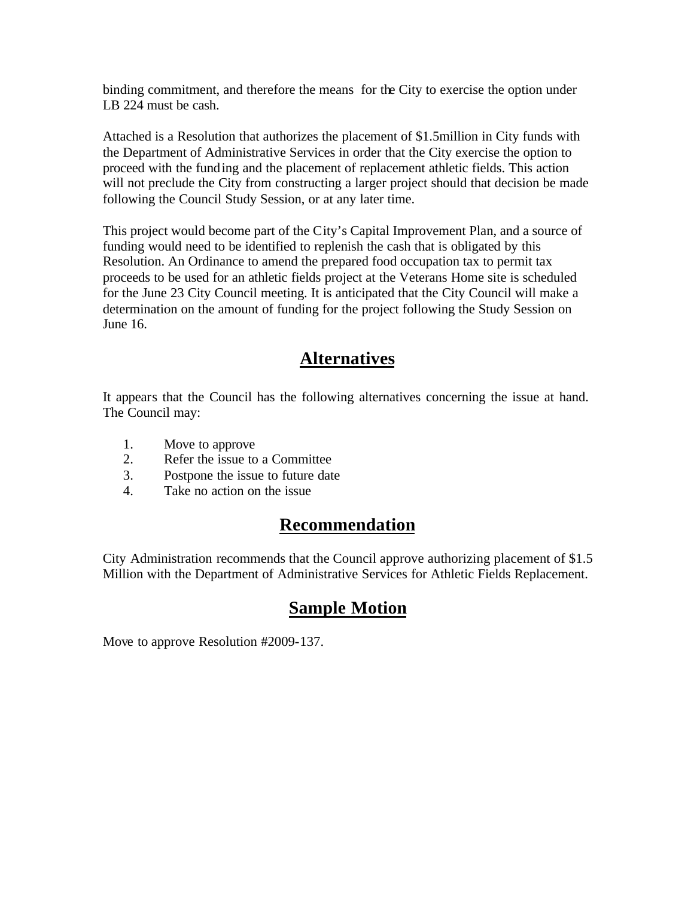binding commitment, and therefore the means for the City to exercise the option under LB 224 must be cash.

Attached is a Resolution that authorizes the placement of $1.5million in City funds with the Department of Administrative Services in order that the City exercise the option to proceed with the funding and the placement of replacement athletic fields. This action will not preclude the City from constructing a larger project should that decision be made following the Council Study Session, or at any later time.

This project would become part of the City's Capital Improvement Plan, and a source of funding would need to be identified to replenish the cash that is obligated by this Resolution. An Ordinance to amend the prepared food occupation tax to permit tax proceeds to be used for an athletic fields project at the Veterans Home site is scheduled for the June 23 City Council meeting. It is anticipated that the City Council will make a determination on the amount of funding for the project following the Study Session on June 16.

## Alternatives

It appears that the Council has the following alternatives concerning the issue at hand. The Council may:

1. Move to approve
2. Refer the issue to a Committee
3. Postpone the issue to future date
4. Take no action on the issue

## Recommendation

City Administration recommends that the Council approve authorizing placement of $1.5 Million with the Department of Administrative Services for Athletic Fields Replacement.

## Sample Motion

Move to approve Resolution #2009-137.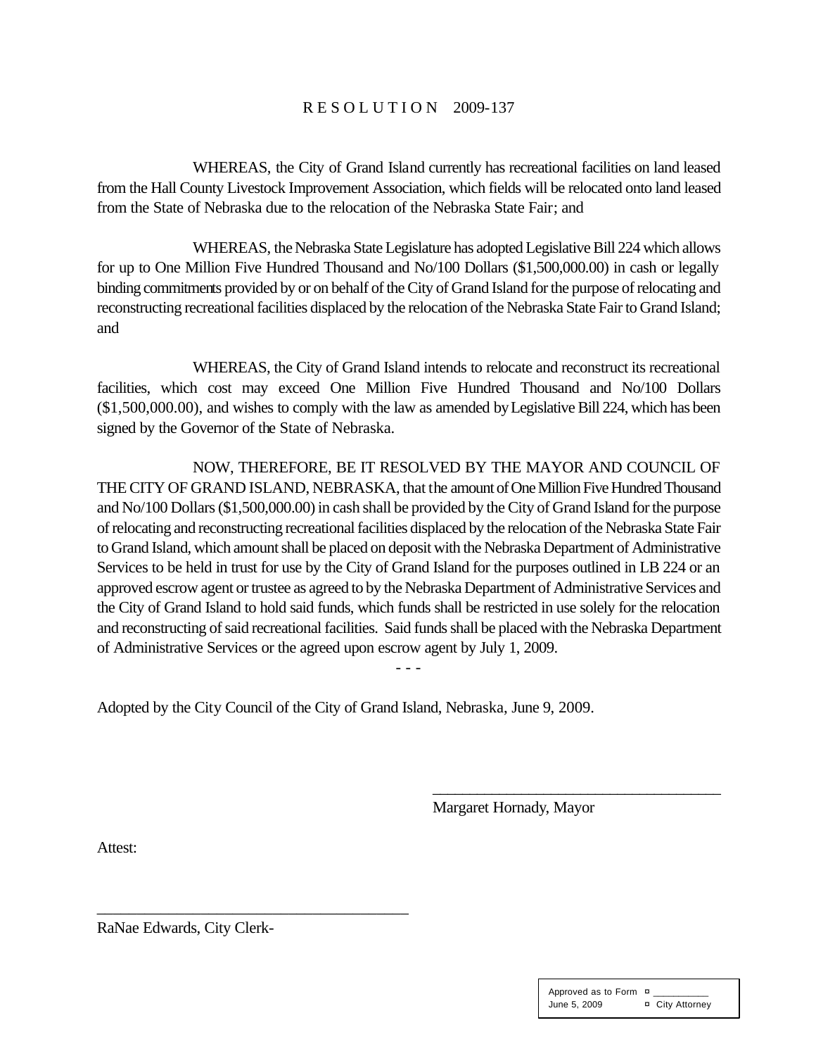# R E S O L U T I O N 2009-137

WHEREAS, the City of Grand Island currently has recreational facilities on land leased from the Hall County Livestock Improvement Association, which fields will be relocated onto land leased from the State of Nebraska due to the relocation of the Nebraska State Fair; and

WHEREAS, the Nebraska State Legislature has adopted Legislative Bill 224 which allows for up to One Million Five Hundred Thousand and No/100 Dollars ($1,500,000.00) in cash or legally binding commitments provided by or on behalf of the City of Grand Island for the purpose of relocating and reconstructing recreational facilities displaced by the relocation of the Nebraska State Fair to Grand Island; and

WHEREAS, the City of Grand Island intends to relocate and reconstruct its recreational facilities, which cost may exceed One Million Five Hundred Thousand and No/100 Dollars ($1,500,000.00), and wishes to comply with the law as amended by Legislative Bill 224, which has been signed by the Governor of the State of Nebraska.

NOW, THEREFORE, BE IT RESOLVED BY THE MAYOR AND COUNCIL OF THE CITY OF GRAND ISLAND, NEBRASKA, that the amount of One Million Five Hundred Thousand and No/100 Dollars ($1,500,000.00) in cash shall be provided by the City of Grand Island for the purpose of relocating and reconstructing recreational facilities displaced by the relocation of the Nebraska State Fair to Grand Island, which amount shall be placed on deposit with the Nebraska Department of Administrative Services to be held in trust for use by the City of Grand Island for the purposes outlined in LB 224 or an approved escrow agent or trustee as agreed to by the Nebraska Department of Administrative Services and the City of Grand Island to hold said funds, which funds shall be restricted in use solely for the relocation and reconstructing of said recreational facilities. Said funds shall be placed with the Nebraska Department of Administrative Services or the agreed upon escrow agent by July 1, 2009.

- - -

Adopted by the City Council of the City of Grand Island, Nebraska, June 9, 2009.

_____________________________________
Margaret Hornady, Mayor

Attest:

_____________________________________
RaNae Edwards, City Clerk-

| | |
|---|---|
| Approved as to Form ¤ | ___________ |
| June 5, 2009 | ¤ City Attorney |